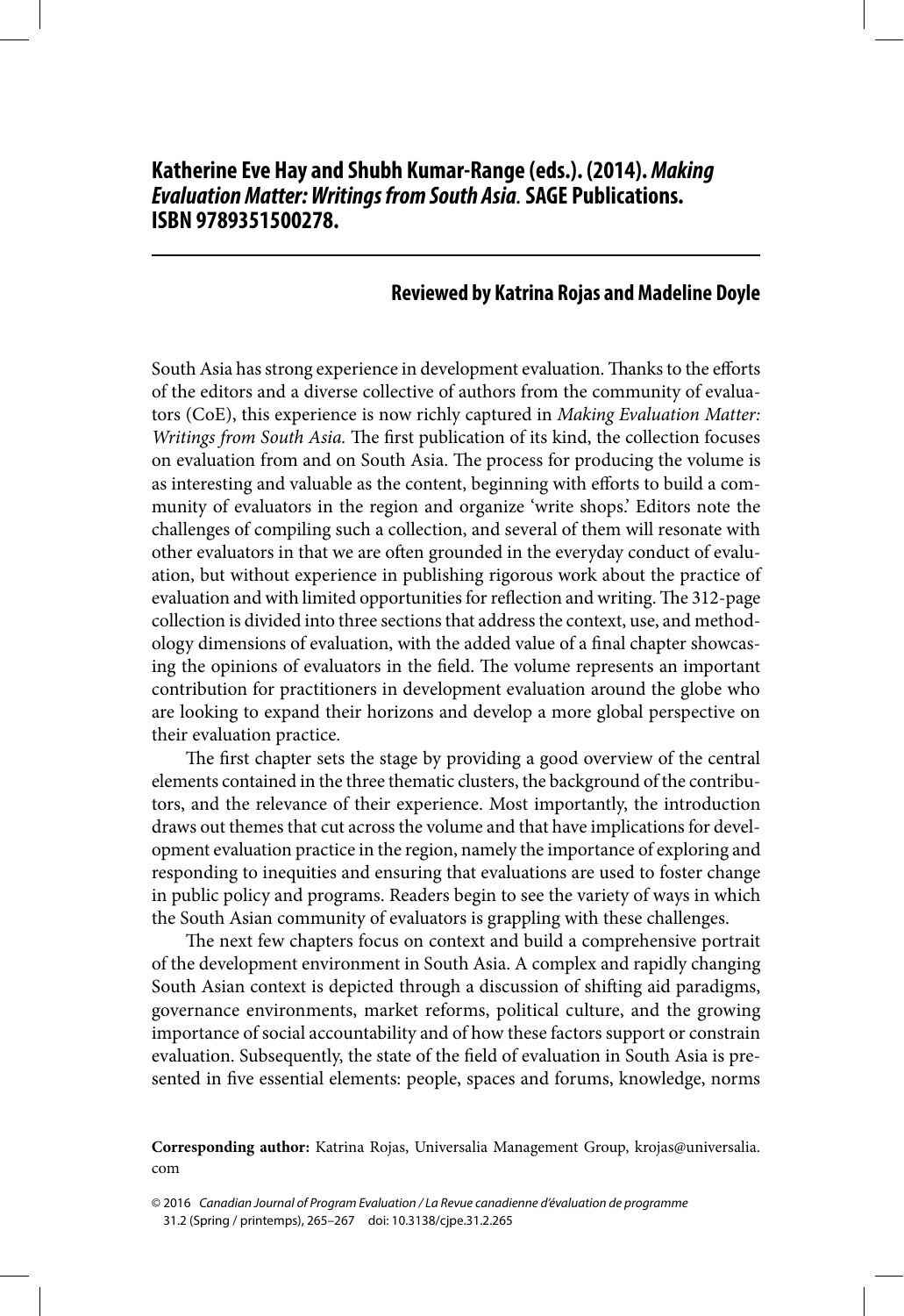## Katherine Eve Hay and Shubh Kumar-Range (eds.). (2014). *Making Evaluation Matter: Writings from South Asia.* SAGE Publications. ISBN 9789351500278.

### Reviewed by Katrina Rojas and Madeline Doyle

South Asia has strong experience in development evaluation. Thanks to the efforts of the editors and a diverse collective of authors from the community of evaluators (CoE), this experience is now richly captured in *Making Evaluation Matter: Writings from South Asia.* The first publication of its kind, the collection focuses on evaluation from and on South Asia. The process for producing the volume is as interesting and valuable as the content, beginning with efforts to build a community of evaluators in the region and organize 'write shops.' Editors note the challenges of compiling such a collection, and several of them will resonate with other evaluators in that we are often grounded in the everyday conduct of evaluation, but without experience in publishing rigorous work about the practice of evaluation and with limited opportunities for reflection and writing. The 312-page collection is divided into three sections that address the context, use, and methodology dimensions of evaluation, with the added value of a final chapter showcasing the opinions of evaluators in the field. The volume represents an important contribution for practitioners in development evaluation around the globe who are looking to expand their horizons and develop a more global perspective on their evaluation practice.

The first chapter sets the stage by providing a good overview of the central elements contained in the three thematic clusters, the background of the contributors, and the relevance of their experience. Most importantly, the introduction draws out themes that cut across the volume and that have implications for development evaluation practice in the region, namely the importance of exploring and responding to inequities and ensuring that evaluations are used to foster change in public policy and programs. Readers begin to see the variety of ways in which the South Asian community of evaluators is grappling with these challenges.

The next few chapters focus on context and build a comprehensive portrait of the development environment in South Asia. A complex and rapidly changing South Asian context is depicted through a discussion of shifting aid paradigms, governance environments, market reforms, political culture, and the growing importance of social accountability and of how these factors support or constrain evaluation. Subsequently, the state of the field of evaluation in South Asia is presented in five essential elements: people, spaces and forums, knowledge, norms

**Corresponding author:** Katrina Rojas, Universalia Management Group, krojas@universalia.com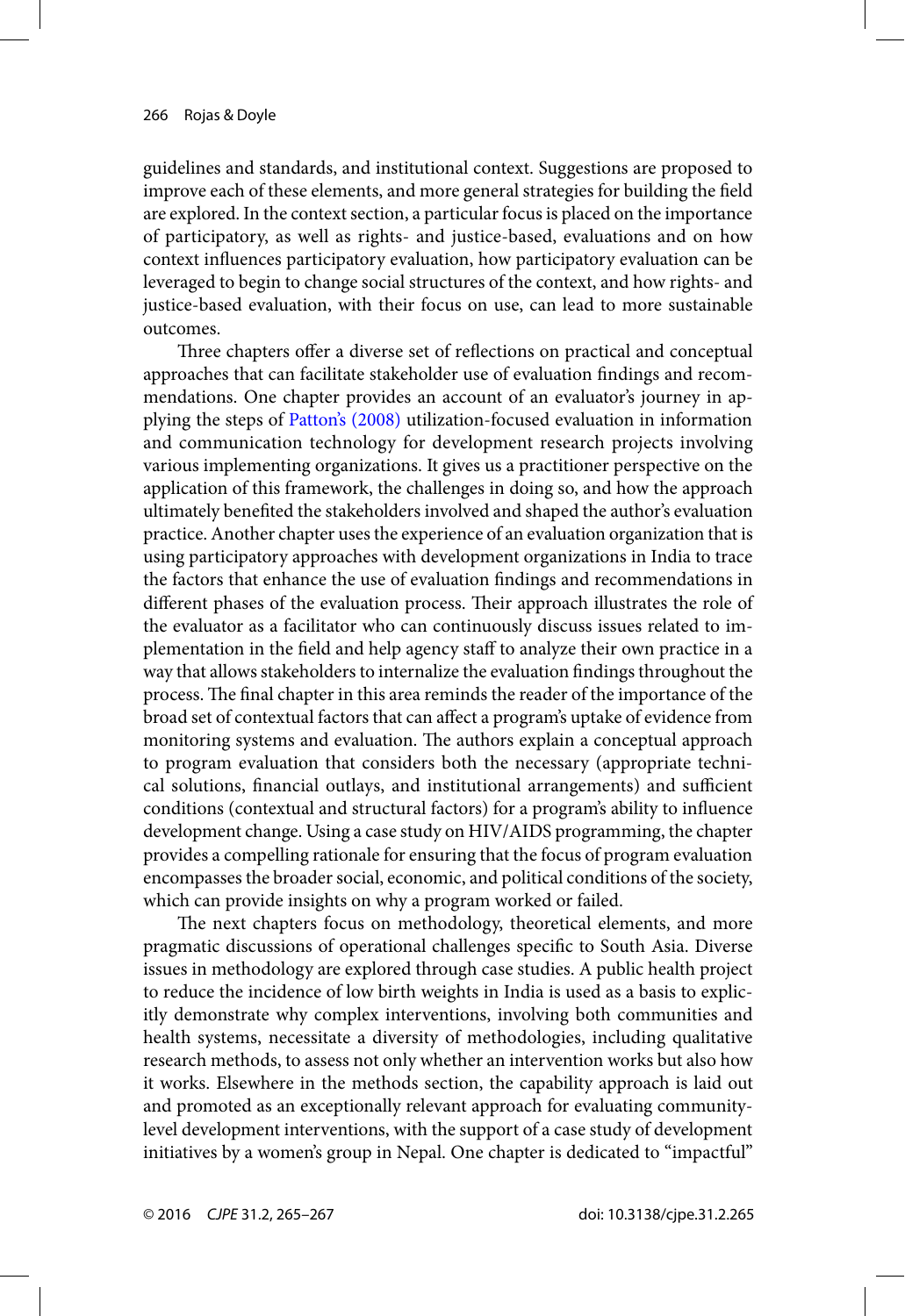guidelines and standards, and institutional context. Suggestions are proposed to improve each of these elements, and more general strategies for building the field are explored. In the context section, a particular focus is placed on the importance of participatory, as well as rights- and justice-based, evaluations and on how context influences participatory evaluation, how participatory evaluation can be leveraged to begin to change social structures of the context, and how rights- and justice-based evaluation, with their focus on use, can lead to more sustainable outcomes.

Three chapters offer a diverse set of reflections on practical and conceptual approaches that can facilitate stakeholder use of evaluation findings and recommendations. One chapter provides an account of an evaluator's journey in applying the steps of Patton's (2008) utilization-focused evaluation in information and communication technology for development research projects involving various implementing organizations. It gives us a practitioner perspective on the application of this framework, the challenges in doing so, and how the approach ultimately benefited the stakeholders involved and shaped the author's evaluation practice. Another chapter uses the experience of an evaluation organization that is using participatory approaches with development organizations in India to trace the factors that enhance the use of evaluation findings and recommendations in different phases of the evaluation process. Their approach illustrates the role of the evaluator as a facilitator who can continuously discuss issues related to implementation in the field and help agency staff to analyze their own practice in a way that allows stakeholders to internalize the evaluation findings throughout the process. The final chapter in this area reminds the reader of the importance of the broad set of contextual factors that can affect a program's uptake of evidence from monitoring systems and evaluation. The authors explain a conceptual approach to program evaluation that considers both the necessary (appropriate technical solutions, financial outlays, and institutional arrangements) and sufficient conditions (contextual and structural factors) for a program's ability to influence development change. Using a case study on HIV/AIDS programming, the chapter provides a compelling rationale for ensuring that the focus of program evaluation encompasses the broader social, economic, and political conditions of the society, which can provide insights on why a program worked or failed.

The next chapters focus on methodology, theoretical elements, and more pragmatic discussions of operational challenges specific to South Asia. Diverse issues in methodology are explored through case studies. A public health project to reduce the incidence of low birth weights in India is used as a basis to explicitly demonstrate why complex interventions, involving both communities and health systems, necessitate a diversity of methodologies, including qualitative research methods, to assess not only whether an intervention works but also how it works. Elsewhere in the methods section, the capability approach is laid out and promoted as an exceptionally relevant approach for evaluating community-level development interventions, with the support of a case study of development initiatives by a women's group in Nepal. One chapter is dedicated to "impactful"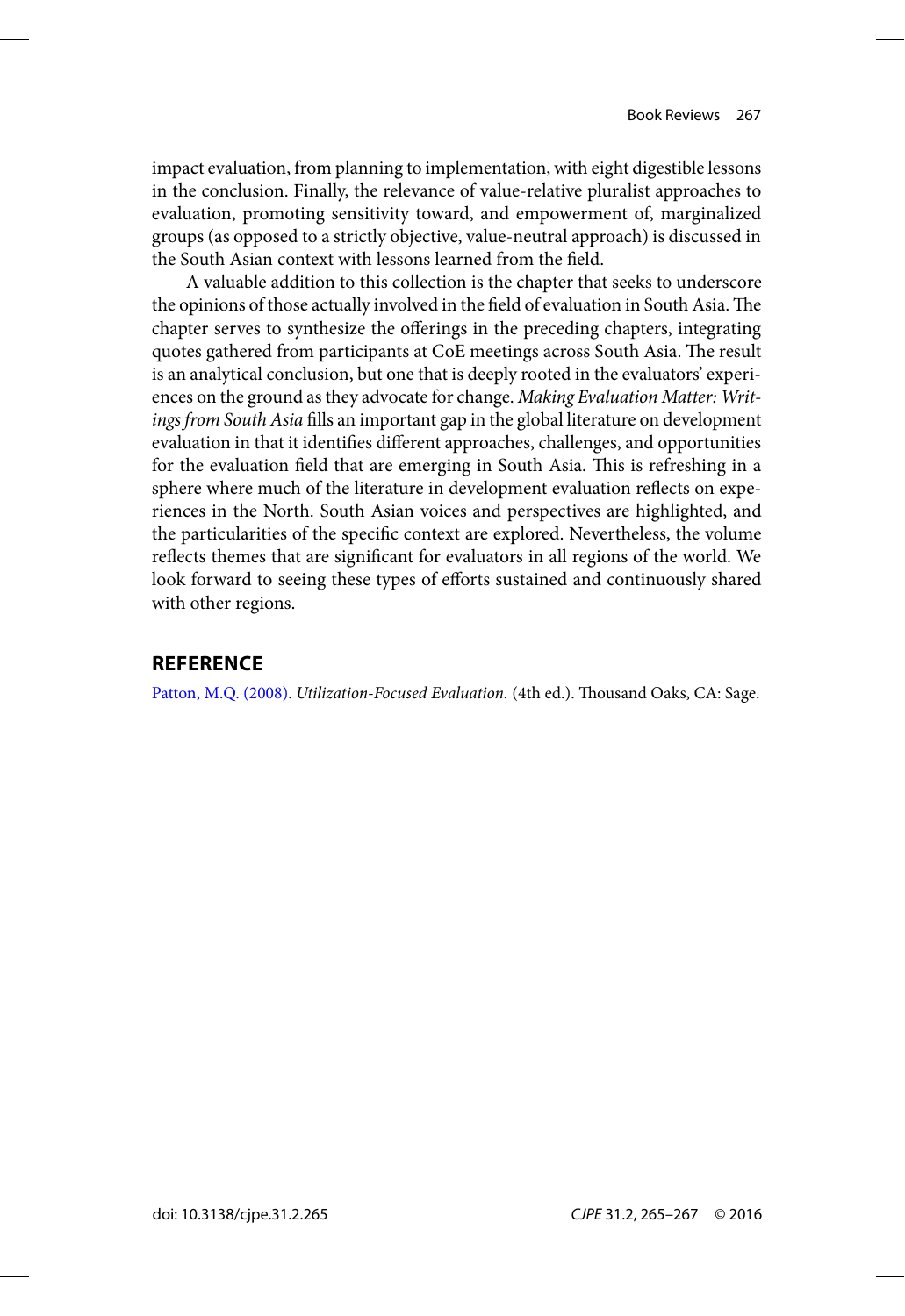impact evaluation, from planning to implementation, with eight digestible lessons in the conclusion. Finally, the relevance of value-relative pluralist approaches to evaluation, promoting sensitivity toward, and empowerment of, marginalized groups (as opposed to a strictly objective, value-neutral approach) is discussed in the South Asian context with lessons learned from the field.

A valuable addition to this collection is the chapter that seeks to underscore the opinions of those actually involved in the field of evaluation in South Asia. The chapter serves to synthesize the offerings in the preceding chapters, integrating quotes gathered from participants at CoE meetings across South Asia. The result is an analytical conclusion, but one that is deeply rooted in the evaluators' experiences on the ground as they advocate for change. *Making Evaluation Matter: Writings from South Asia* fills an important gap in the global literature on development evaluation in that it identifies different approaches, challenges, and opportunities for the evaluation field that are emerging in South Asia. This is refreshing in a sphere where much of the literature in development evaluation reflects on experiences in the North. South Asian voices and perspectives are highlighted, and the particularities of the specific context are explored. Nevertheless, the volume reflects themes that are significant for evaluators in all regions of the world. We look forward to seeing these types of efforts sustained and continuously shared with other regions.

## REFERENCE

Patton, M.Q. (2008). *Utilization-Focused Evaluation.* (4th ed.). Thousand Oaks, CA: Sage.

doi: 10.3138/cjpe.31.2.265